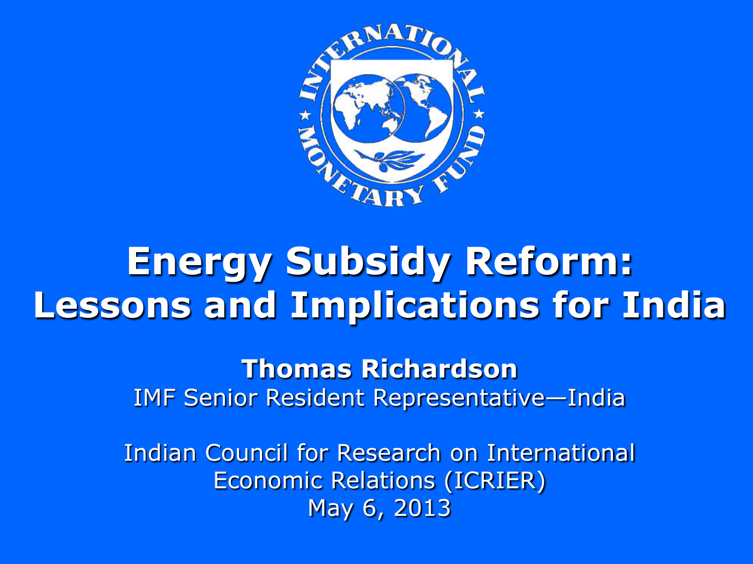# Energy Subsidy Reform: Lessons and Implications for India

**Thomas Richardson**

IMF Senior Resident Representative—India

Indian Council for Research on International Economic Relations (ICRIER)

May 6, 2013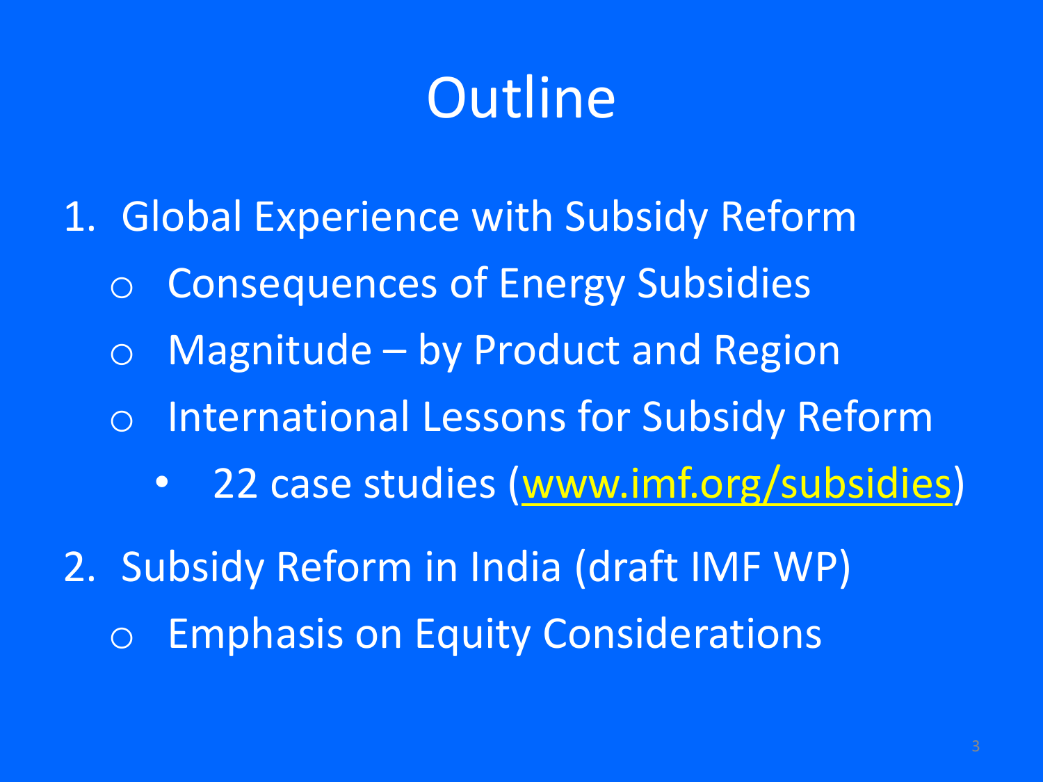# Outline

1. Global Experience with Subsidy Reform
   - Consequences of Energy Subsidies
   - Magnitude – by Product and Region
   - International Lessons for Subsidy Reform
     - 22 case studies (www.imf.org/subsidies)
2. Subsidy Reform in India (draft IMF WP)
   - Emphasis on Equity Considerations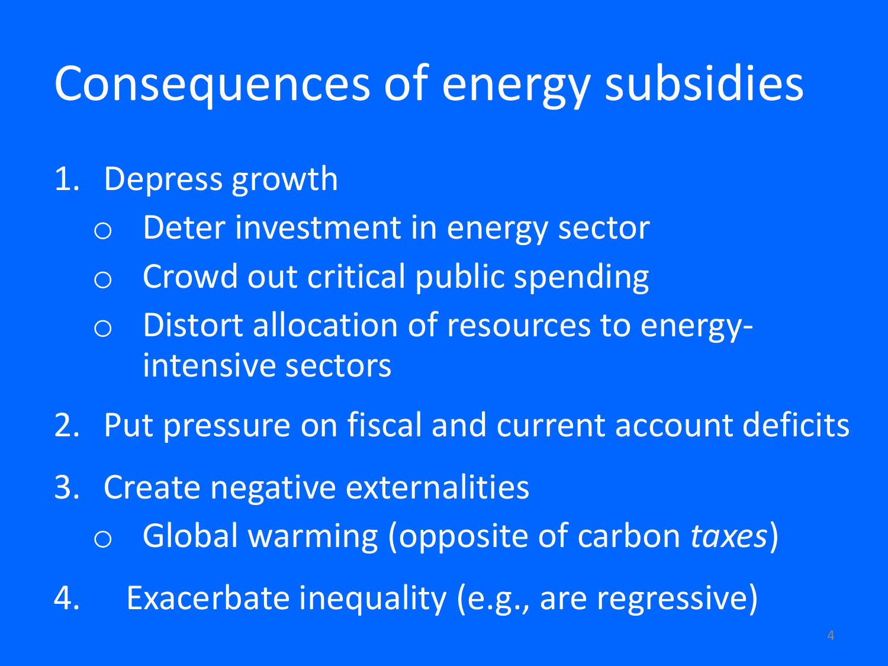# Consequences of energy subsidies

1. Depress growth
   - Deter investment in energy sector
   - Crowd out critical public spending
   - Distort allocation of resources to energy-intensive sectors
2. Put pressure on fiscal and current account deficits
3. Create negative externalities
   - Global warming (opposite of carbon *taxes*)
4. Exacerbate inequality (e.g., are regressive)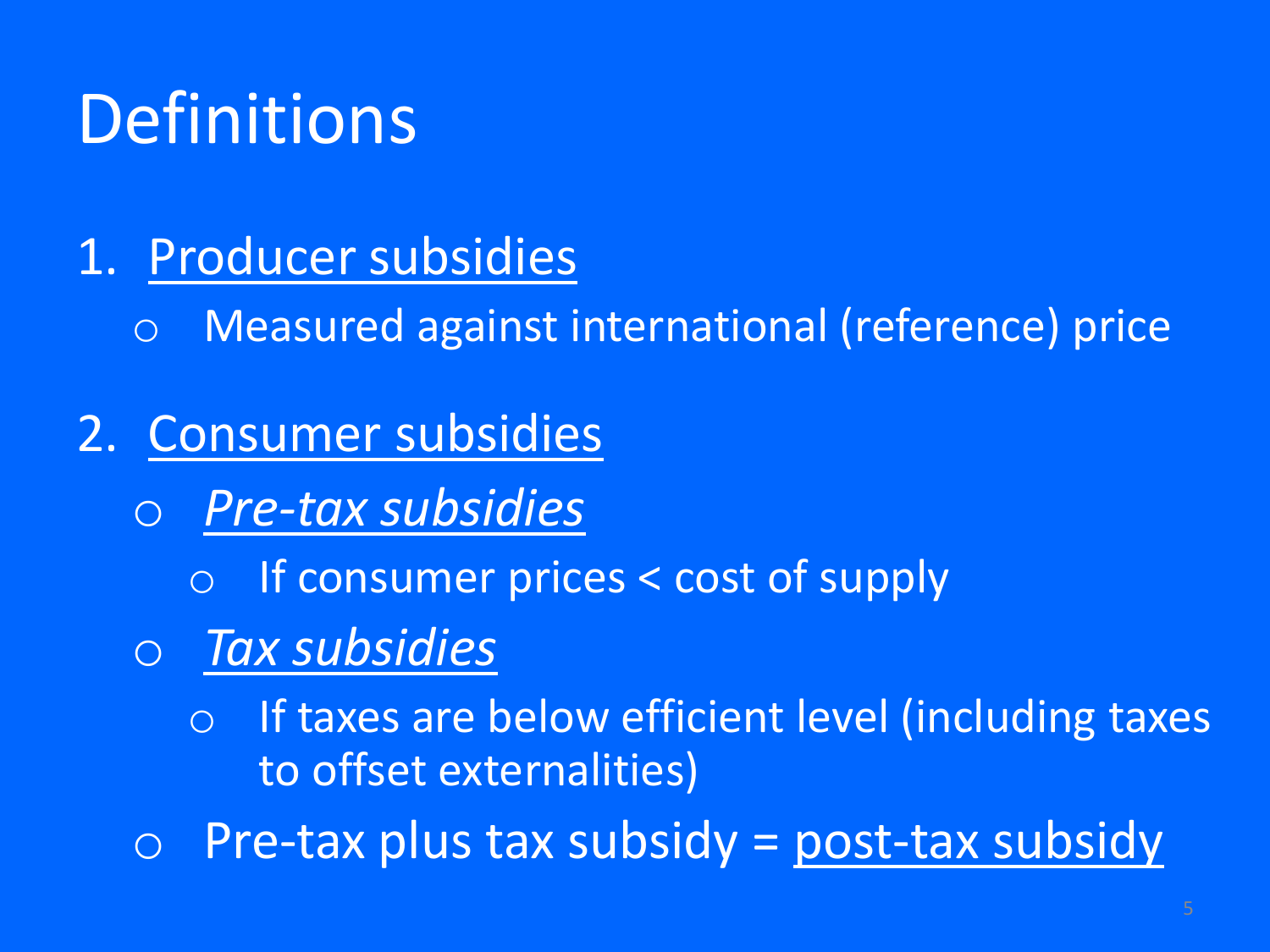# Definitions

1. Producer subsidies
   - Measured against international (reference) price
2. Consumer subsidies
   - *Pre-tax subsidies*
     - If consumer prices < cost of supply
   - *Tax subsidies*
     - If taxes are below efficient level (including taxes to offset externalities)
   - Pre-tax plus tax subsidy = post-tax subsidy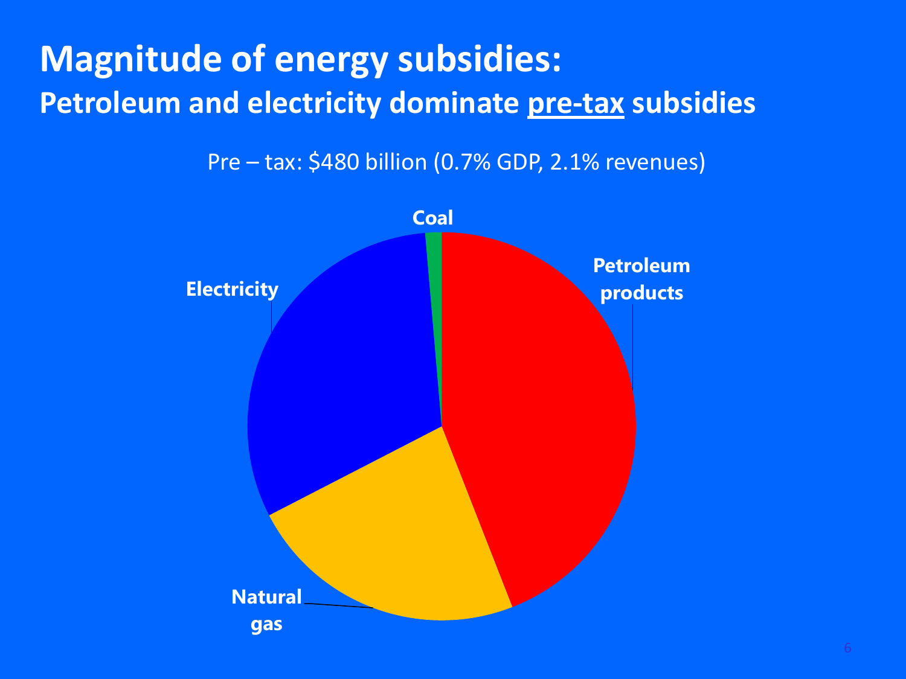# Magnitude of energy subsidies:

## Petroleum and electricity dominate pre-tax subsidies

Pre – tax: $480 billion (0.7% GDP, 2.1% revenues)

Coal

Petroleum products

Electricity

Natural gas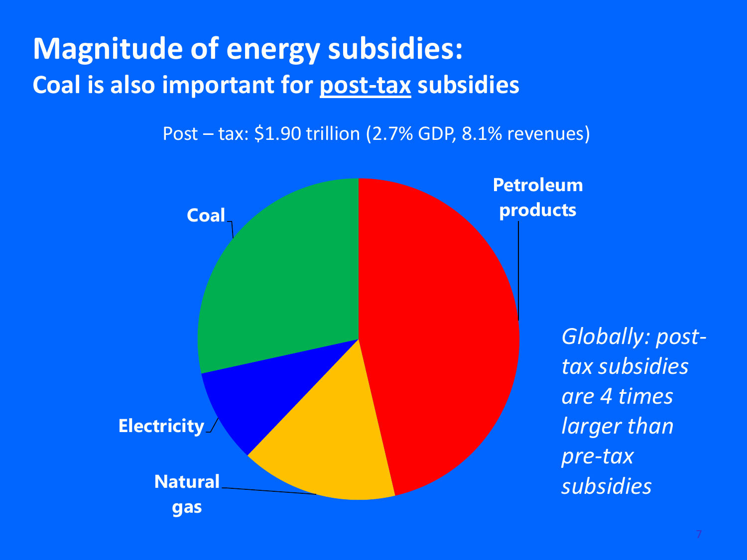# Magnitude of energy subsidies:

## Coal is also important for post-tax subsidies

Post – tax: $1.90 trillion (2.7% GDP, 8.1% revenues)

Petroleum products

Coal

Electricity

Natural gas

*Globally: post-tax subsidies are 4 times larger than pre-tax subsidies*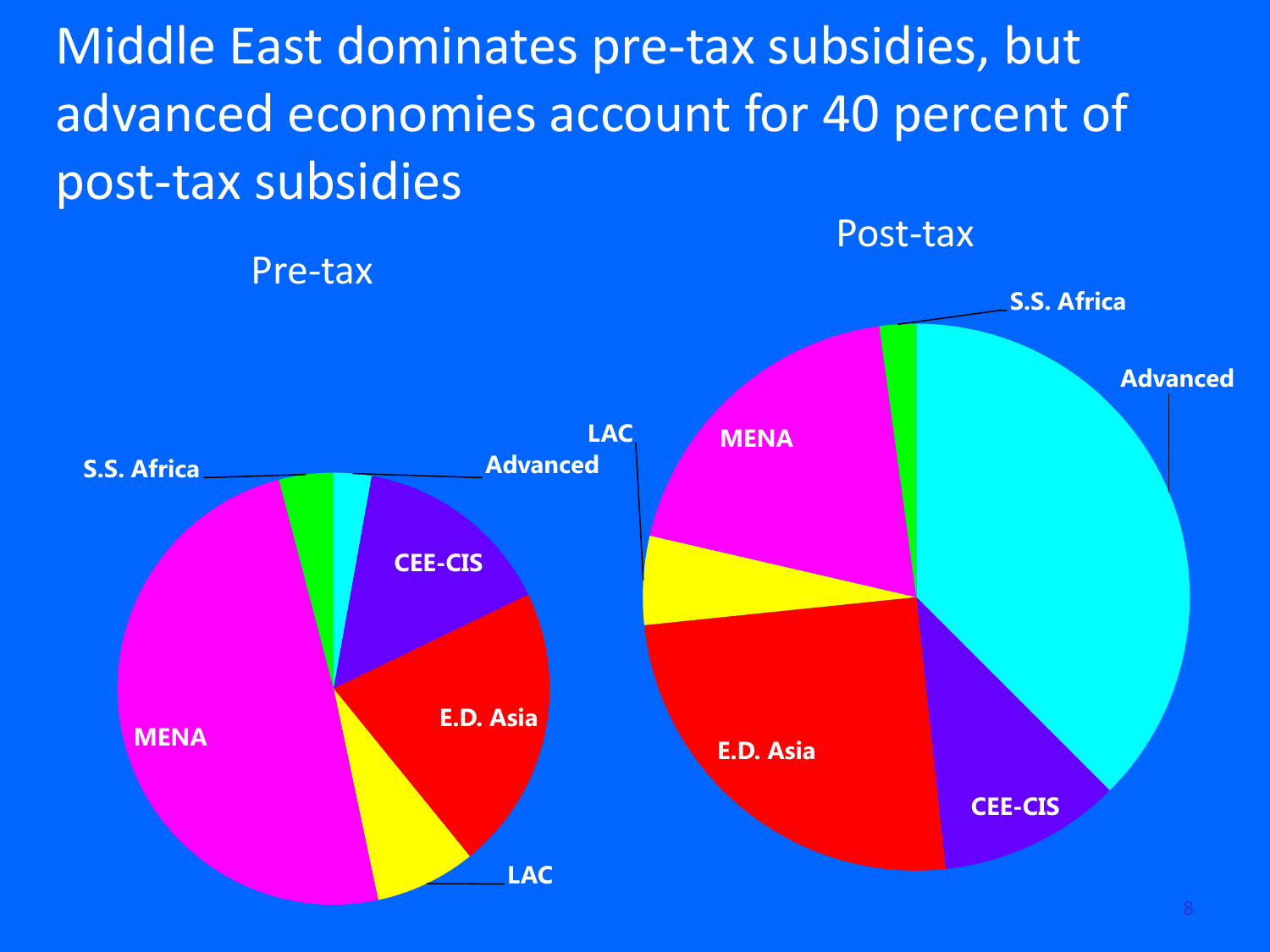# Middle East dominates pre-tax subsidies, but advanced economies account for 40 percent of post-tax subsidies

Pre-tax

S.S. Africa, Advanced, CEE-CIS, E.D. Asia, LAC, MENA

Post-tax

S.S. Africa, Advanced, CEE-CIS, E.D. Asia, LAC, MENA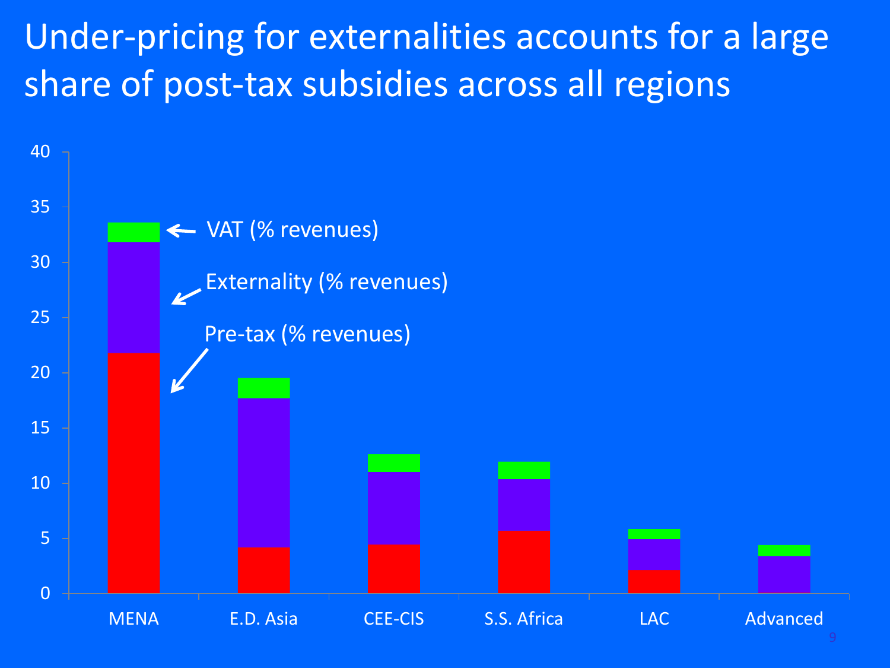# Under-pricing for externalities accounts for a large share of post-tax subsidies across all regions

VAT (% revenues)

Externality (% revenues)

Pre-tax (% revenues)

MENA, E.D. Asia, CEE-CIS, S.S. Africa, LAC, Advanced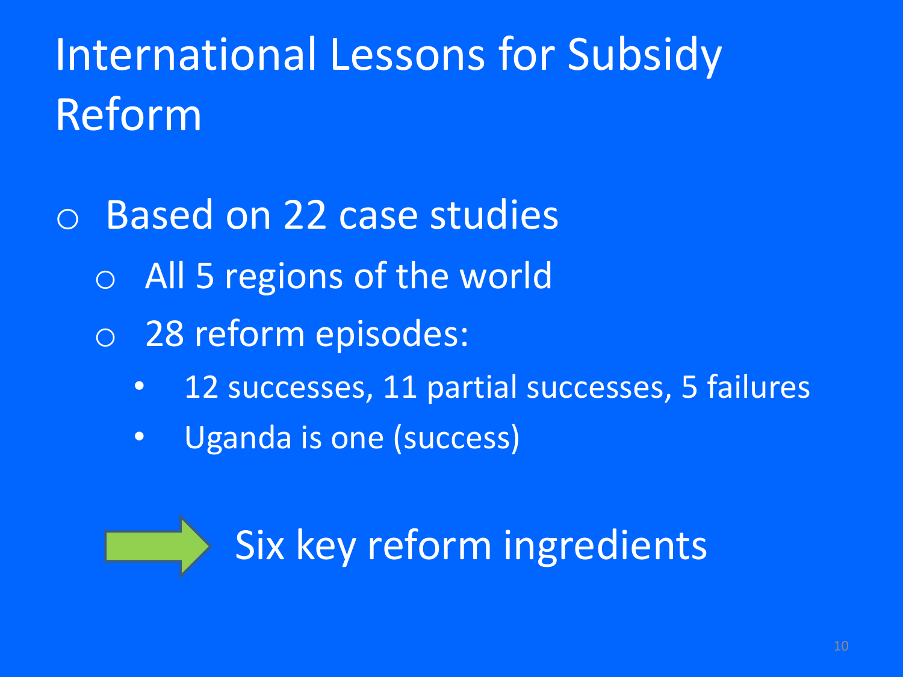# International Lessons for Subsidy Reform

- Based on 22 case studies
  - All 5 regions of the world
  - 28 reform episodes:
    - 12 successes, 11 partial successes, 5 failures
    - Uganda is one (success)

→ Six key reform ingredients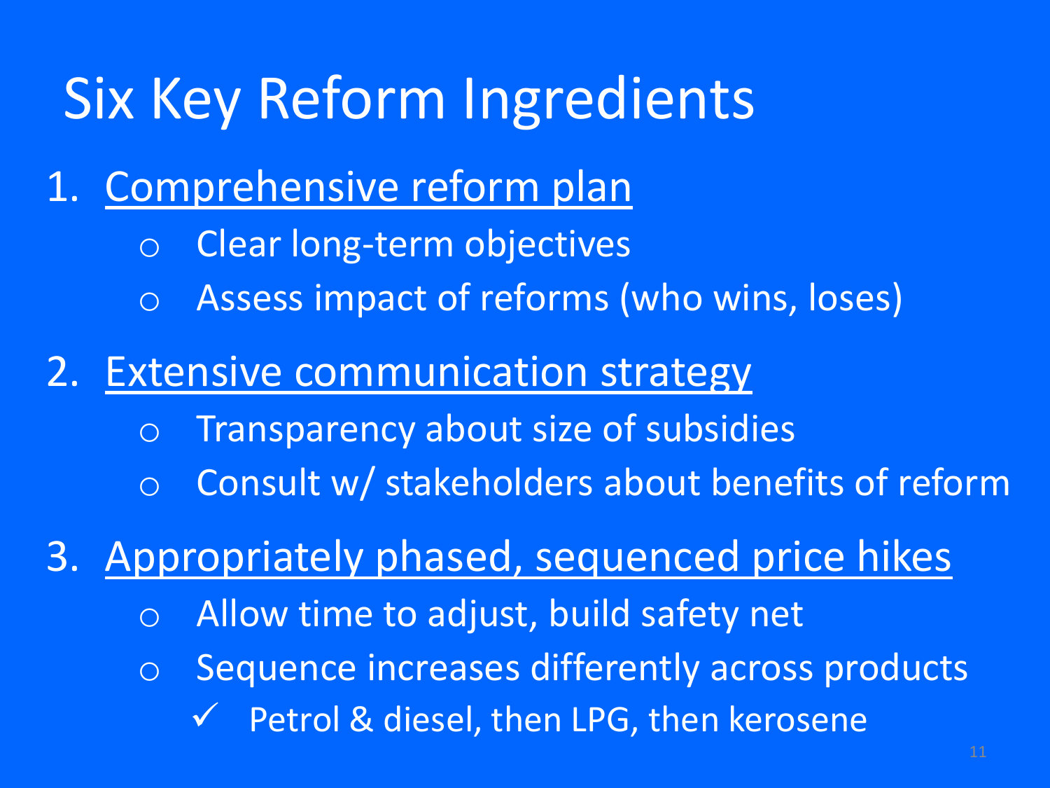# Six Key Reform Ingredients

1. <u>Comprehensive reform plan</u>
   - Clear long-term objectives
   - Assess impact of reforms (who wins, loses)
2. <u>Extensive communication strategy</u>
   - Transparency about size of subsidies
   - Consult w/ stakeholders about benefits of reform
3. <u>Appropriately phased, sequenced price hikes</u>
   - Allow time to adjust, build safety net
   - Sequence increases differently across products
     - ✓ Petrol & diesel, then LPG, then kerosene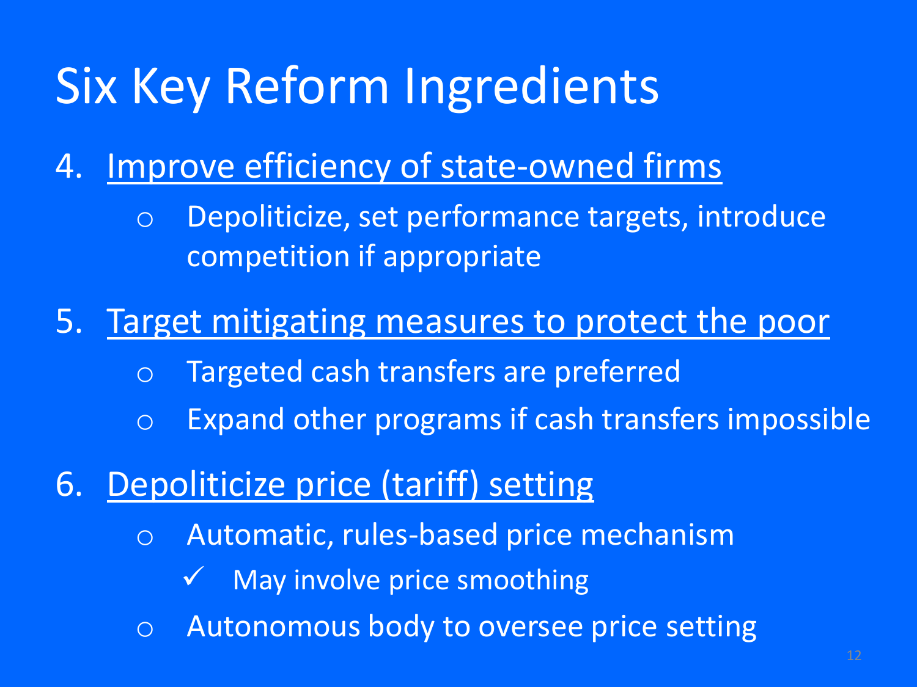# Six Key Reform Ingredients

4. Improve efficiency of state-owned firms
    - Depoliticize, set performance targets, introduce competition if appropriate
5. Target mitigating measures to protect the poor
    - Targeted cash transfers are preferred
    - Expand other programs if cash transfers impossible
6. Depoliticize price (tariff) setting
    - Automatic, rules-based price mechanism
        - ✓ May involve price smoothing
    - Autonomous body to oversee price setting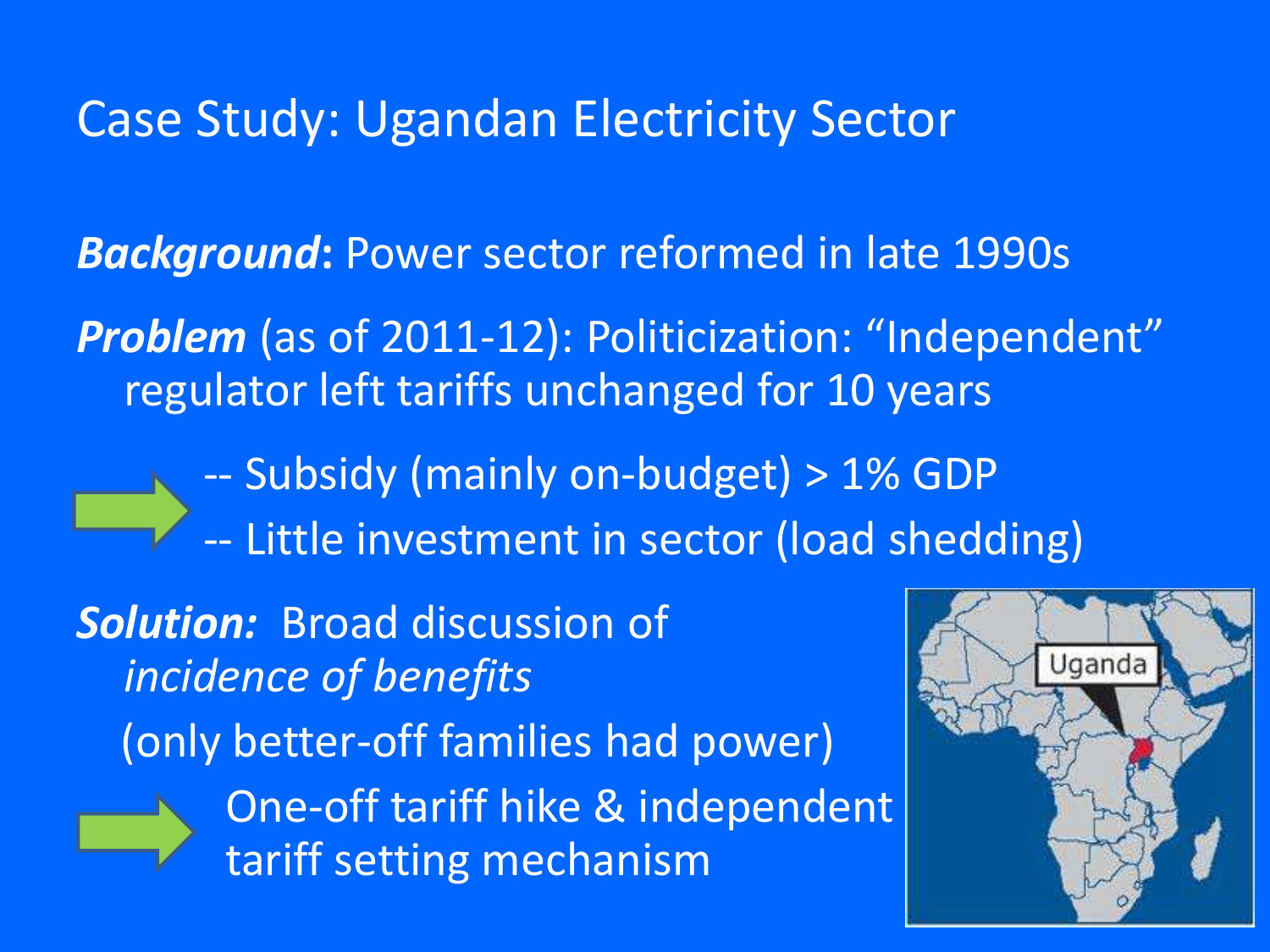# Case Study: Ugandan Electricity Sector

***Background*:** Power sector reformed in late 1990s

***Problem*** (as of 2011-12): Politicization: "Independent" regulator left tariffs unchanged for 10 years

→ -- Subsidy (mainly on-budget) > 1% GDP
  -- Little investment in sector (load shedding)

***Solution:*** Broad discussion of *incidence of benefits*

(only better-off families had power)

→ One-off tariff hike & independent tariff setting mechanism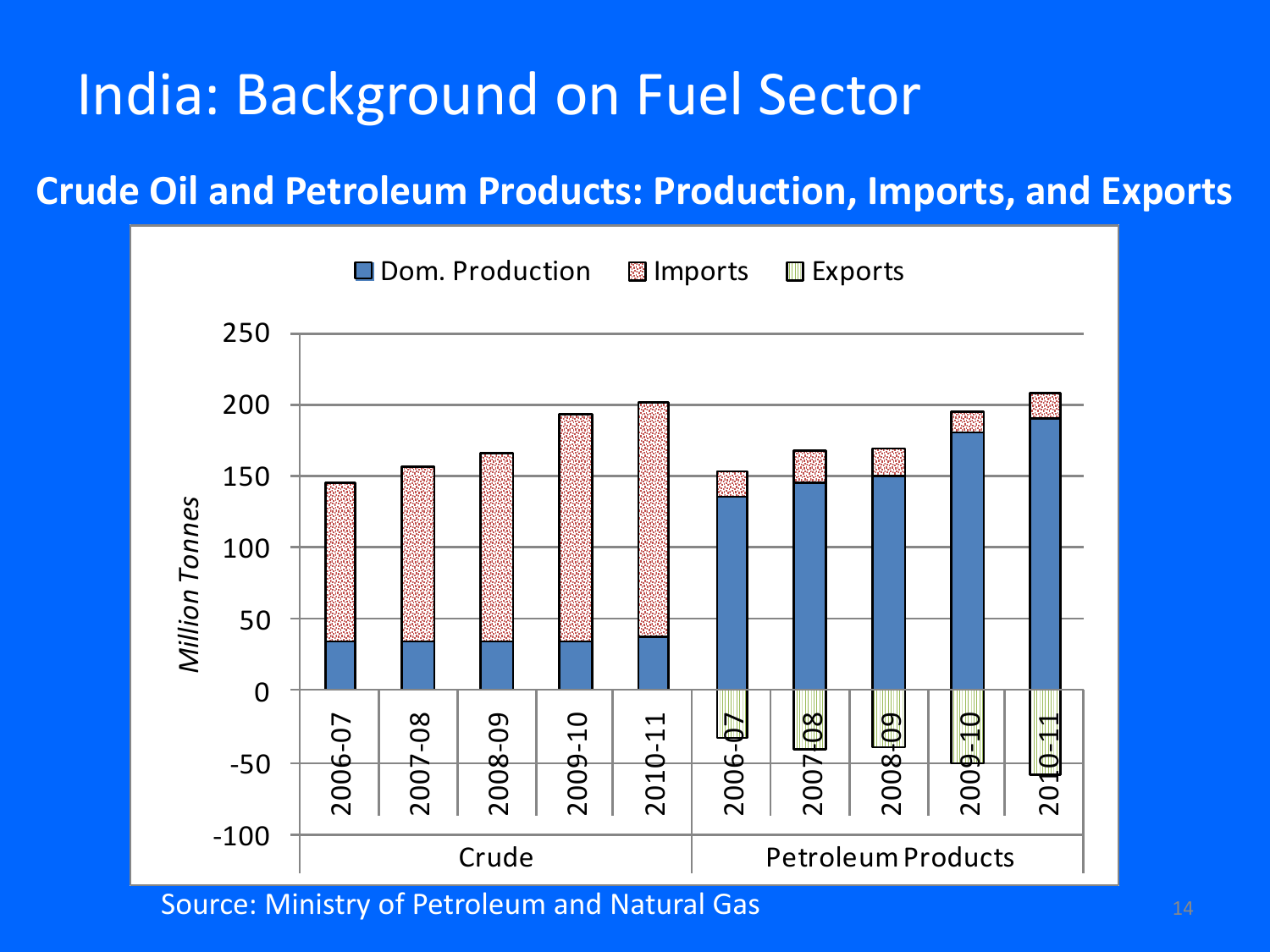# India: Background on Fuel Sector

## Crude Oil and Petroleum Products: Production, Imports, and Exports

Dom. Production | Imports | Exports

*Million Tonnes*

Crude: 2006-07, 2007-08, 2008-09, 2009-10, 2010-11

Petroleum Products: 2006-07, 2007-08, 2008-09, 2009-10, 2010-11

Source: Ministry of Petroleum and Natural Gas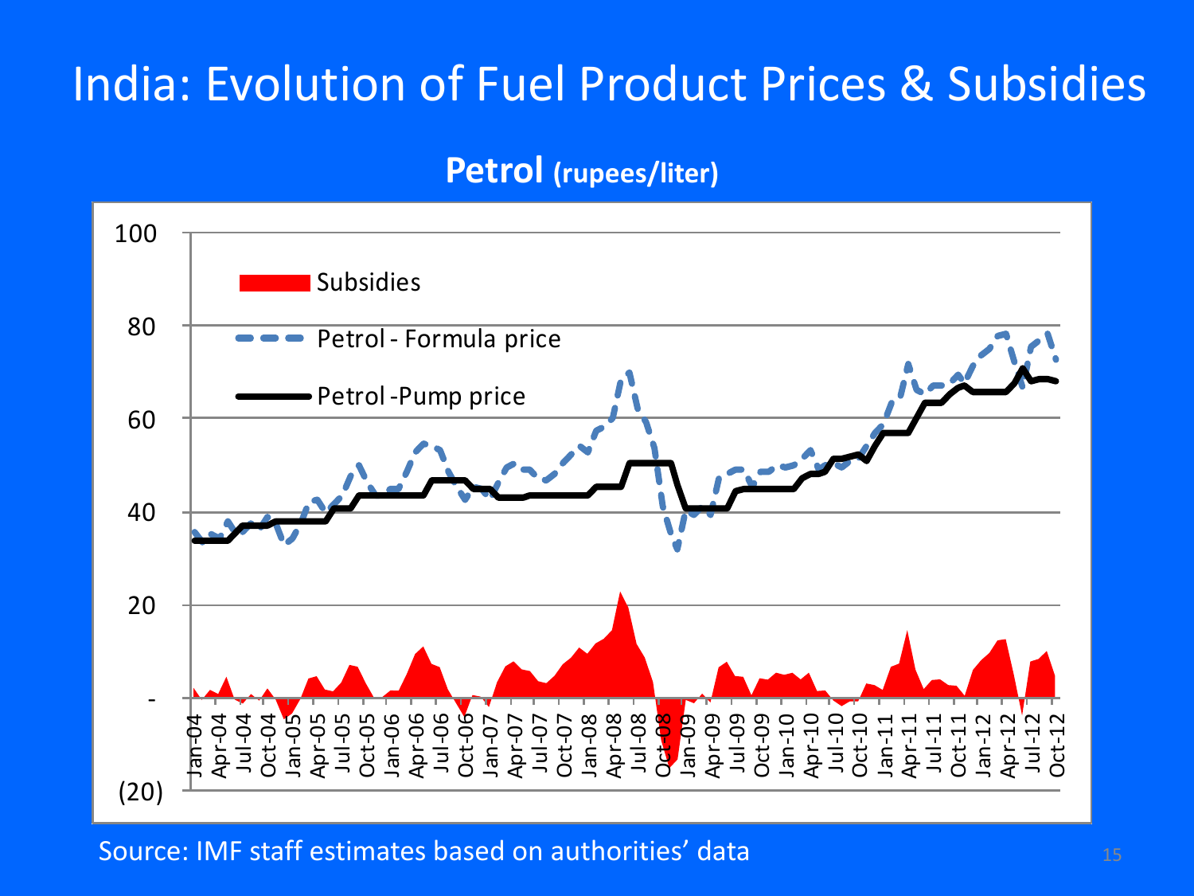# India: Evolution of Fuel Product Prices & Subsidies

**Petrol (rupees/liter)**

Source: IMF staff estimates based on authorities' data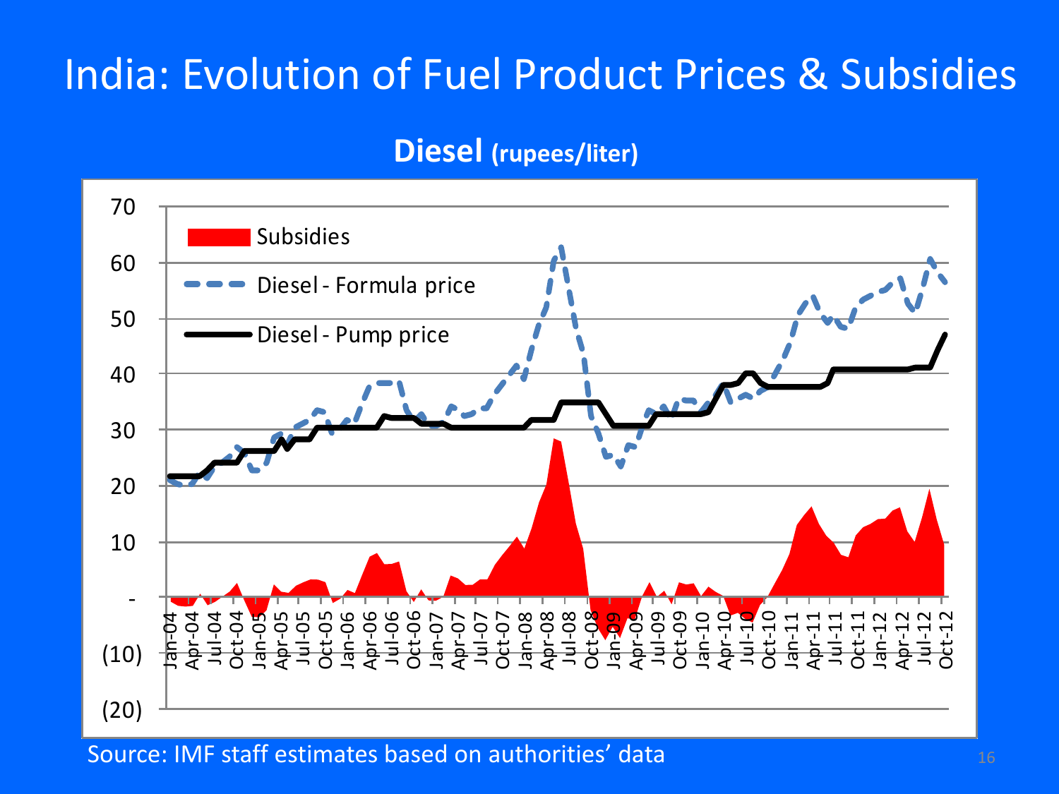# India: Evolution of Fuel Product Prices & Subsidies

**Diesel (rupees/liter)**

Legend: Subsidies; Diesel - Formula price; Diesel - Pump price

Y-axis: 70, 60, 50, 40, 30, 20, 10, -, (10), (20)

X-axis: Jan-04, Apr-04, Jul-04, Oct-04, Jan-05, Apr-05, Jul-05, Oct-05, Jan-06, Apr-06, Jul-06, Oct-06, Jan-07, Apr-07, Jul-07, Oct-07, Jan-08, Apr-08, Jul-08, Oct-08, Jan-09, Apr-09, Jul-09, Oct-09, Jan-10, Apr-10, Jul-10, Oct-10, Jan-11, Apr-11, Jul-11, Oct-11, Jan-12, Apr-12, Jul-12, Oct-12

Source: IMF staff estimates based on authorities' data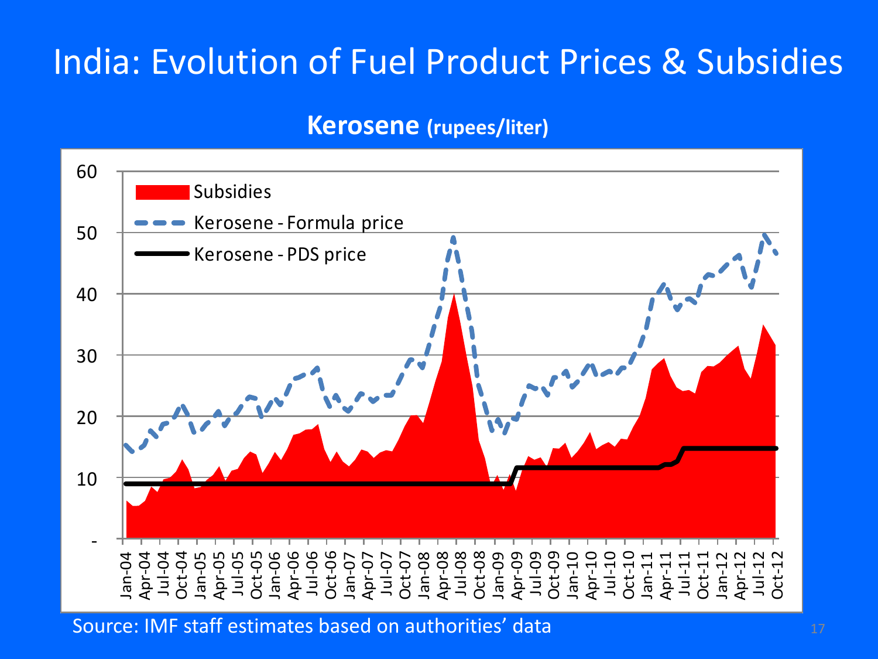# India: Evolution of Fuel Product Prices & Subsidies

**Kerosene (rupees/liter)**

Subsidies

Kerosene - Formula price

Kerosene - PDS price

Source: IMF staff estimates based on authorities' data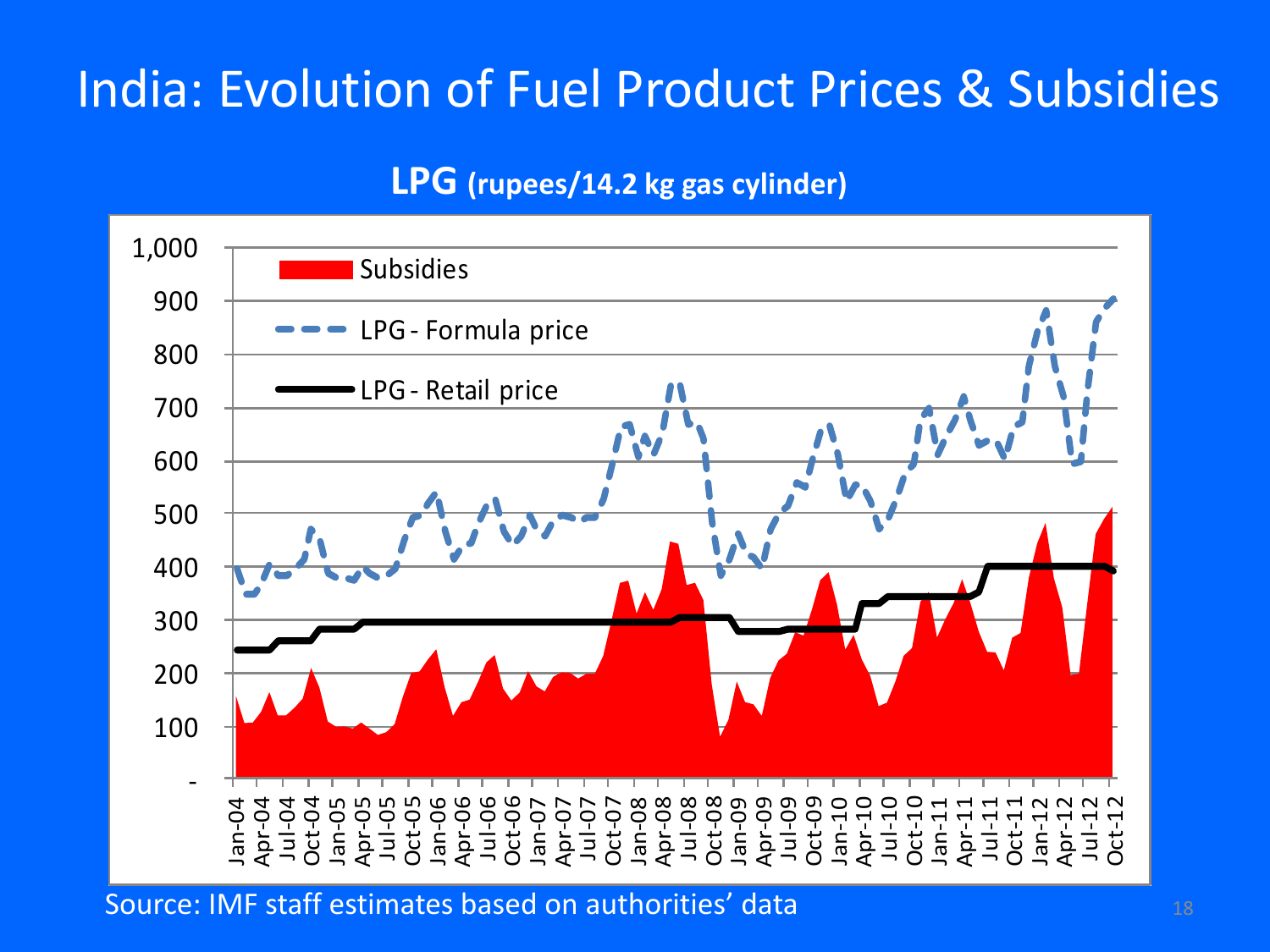# India: Evolution of Fuel Product Prices & Subsidies

**LPG (rupees/14.2 kg gas cylinder)**

Source: IMF staff estimates based on authorities' data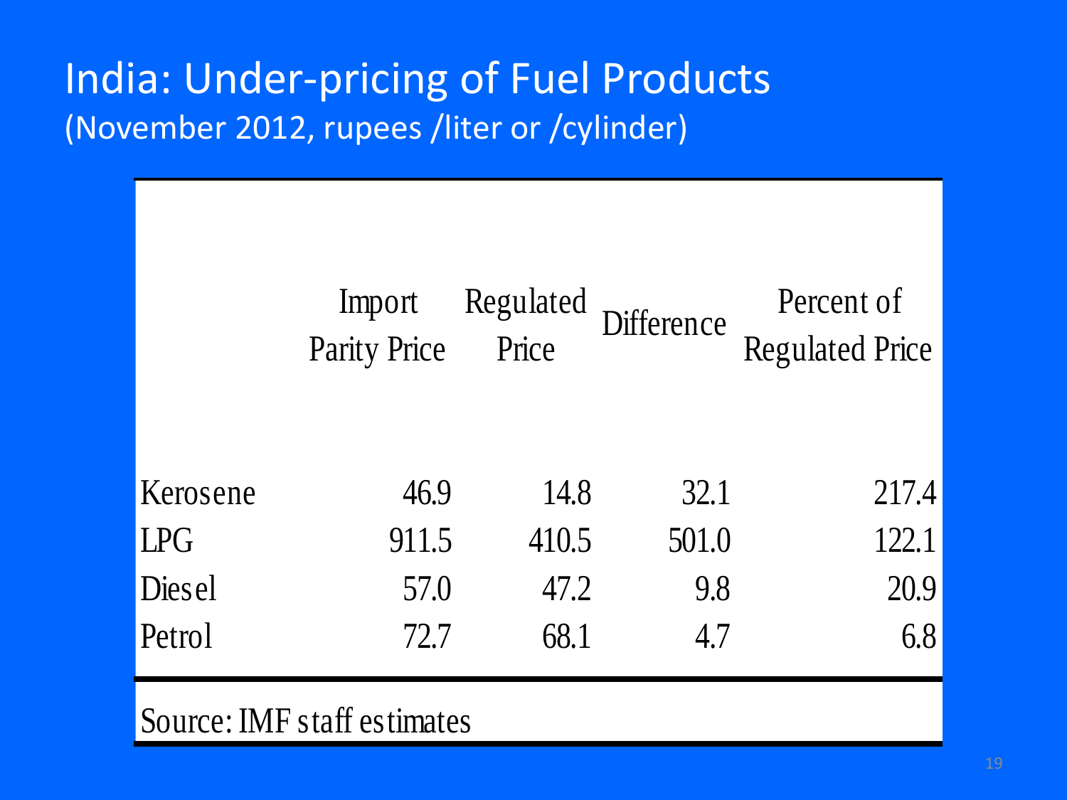# India: Under-pricing of Fuel Products

(November 2012, rupees /liter or /cylinder)

| | Import Parity Price | Regulated Price | Difference | Percent of Regulated Price |
|---|---|---|---|---|
| Kerosene | 46.9 | 14.8 | 32.1 | 217.4 |
| LPG | 911.5 | 410.5 | 501.0 | 122.1 |
| Diesel | 57.0 | 47.2 | 9.8 | 20.9 |
| Petrol | 72.7 | 68.1 | 4.7 | 6.8 |

Source: IMF staff estimates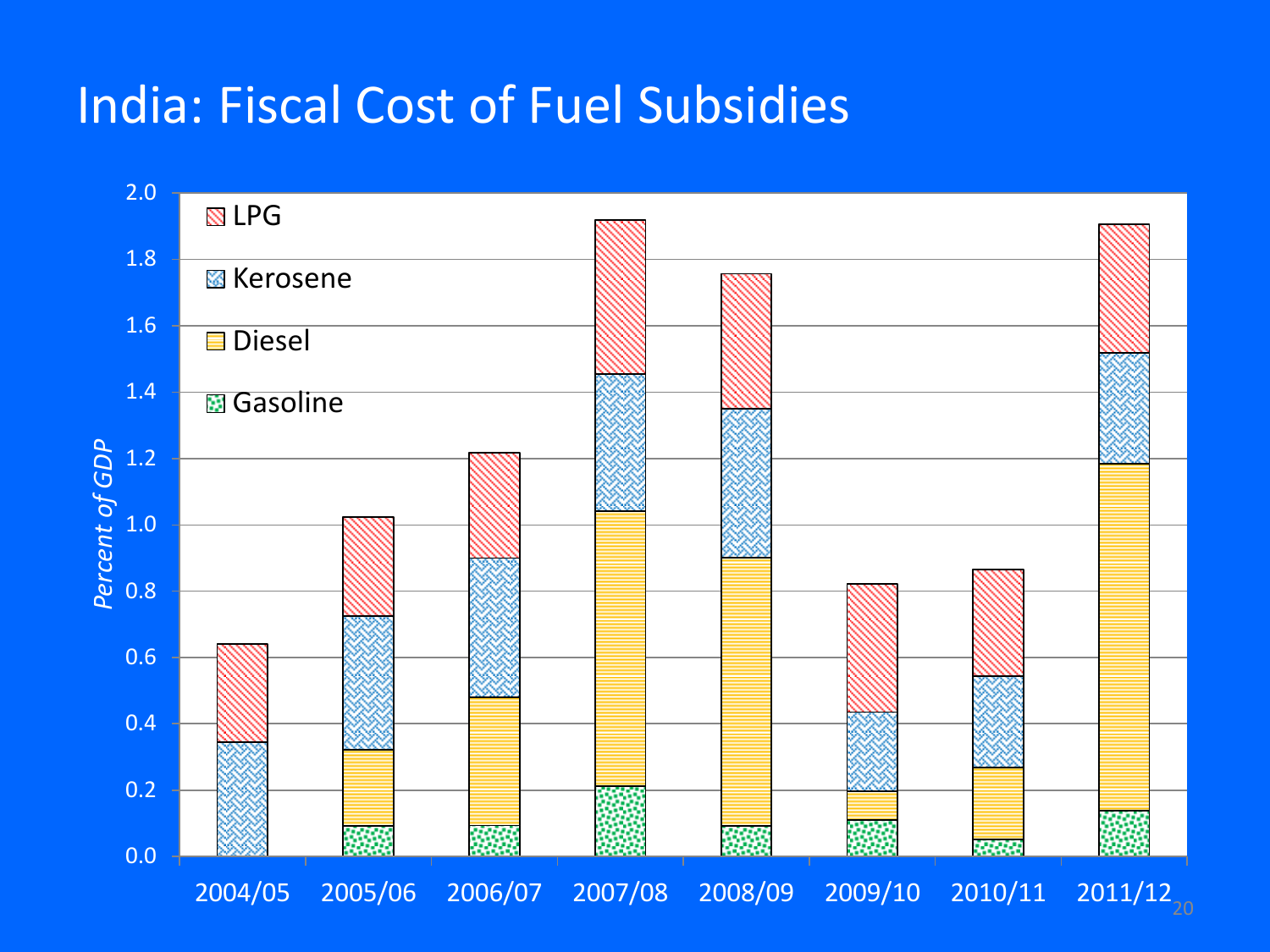# India: Fiscal Cost of Fuel Subsidies

Percent of GDP

LPG
Kerosene
Diesel
Gasoline

2.0
1.8
1.6
1.4
1.2
1.0
0.8
0.6
0.4
0.2
0.0

2004/05 2005/06 2006/07 2007/08 2008/09 2009/10 2010/11 2011/12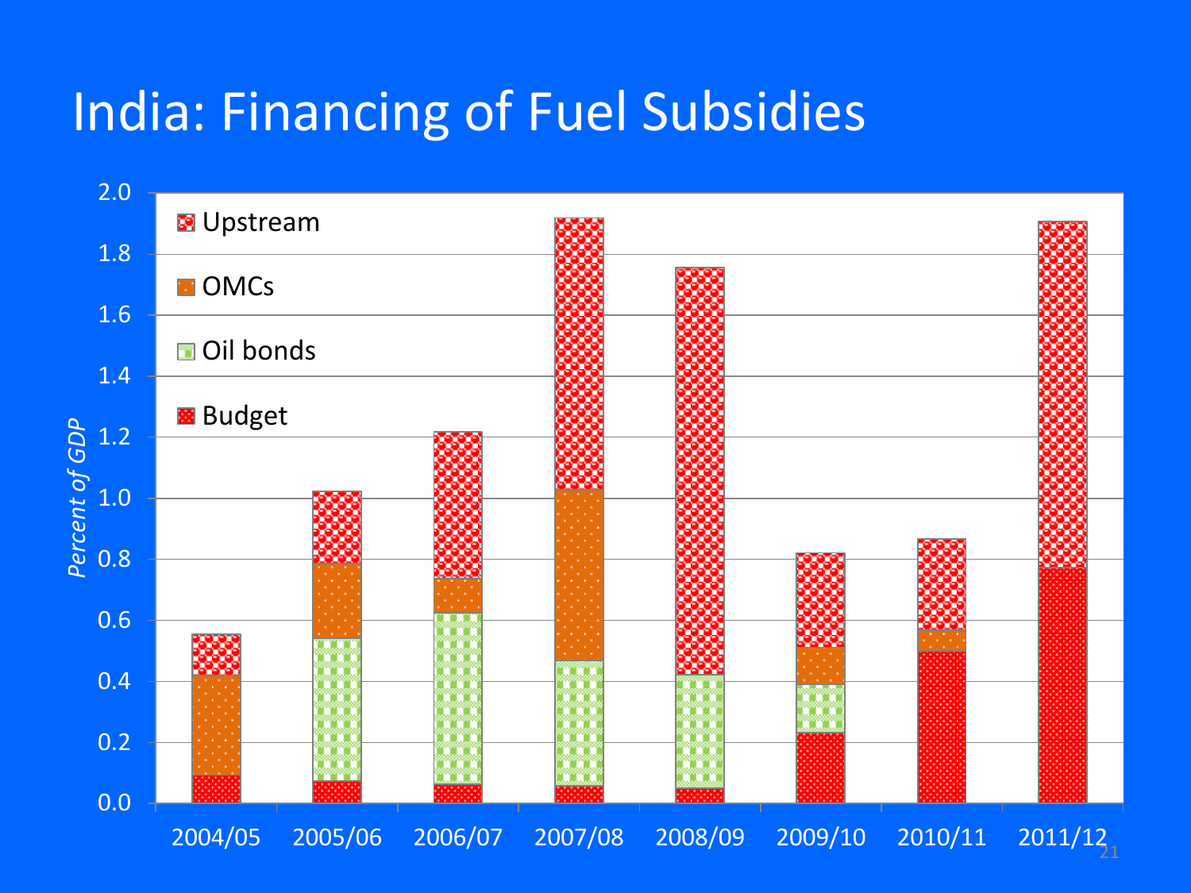# India: Financing of Fuel Subsidies

Upstream
OMCs
Oil bonds
Budget

*Percent of GDP*

2.0
1.8
1.6
1.4
1.2
1.0
0.8
0.6
0.4
0.2
0.0

2004/05 2005/06 2006/07 2007/08 2008/09 2009/10 2010/11 2011/12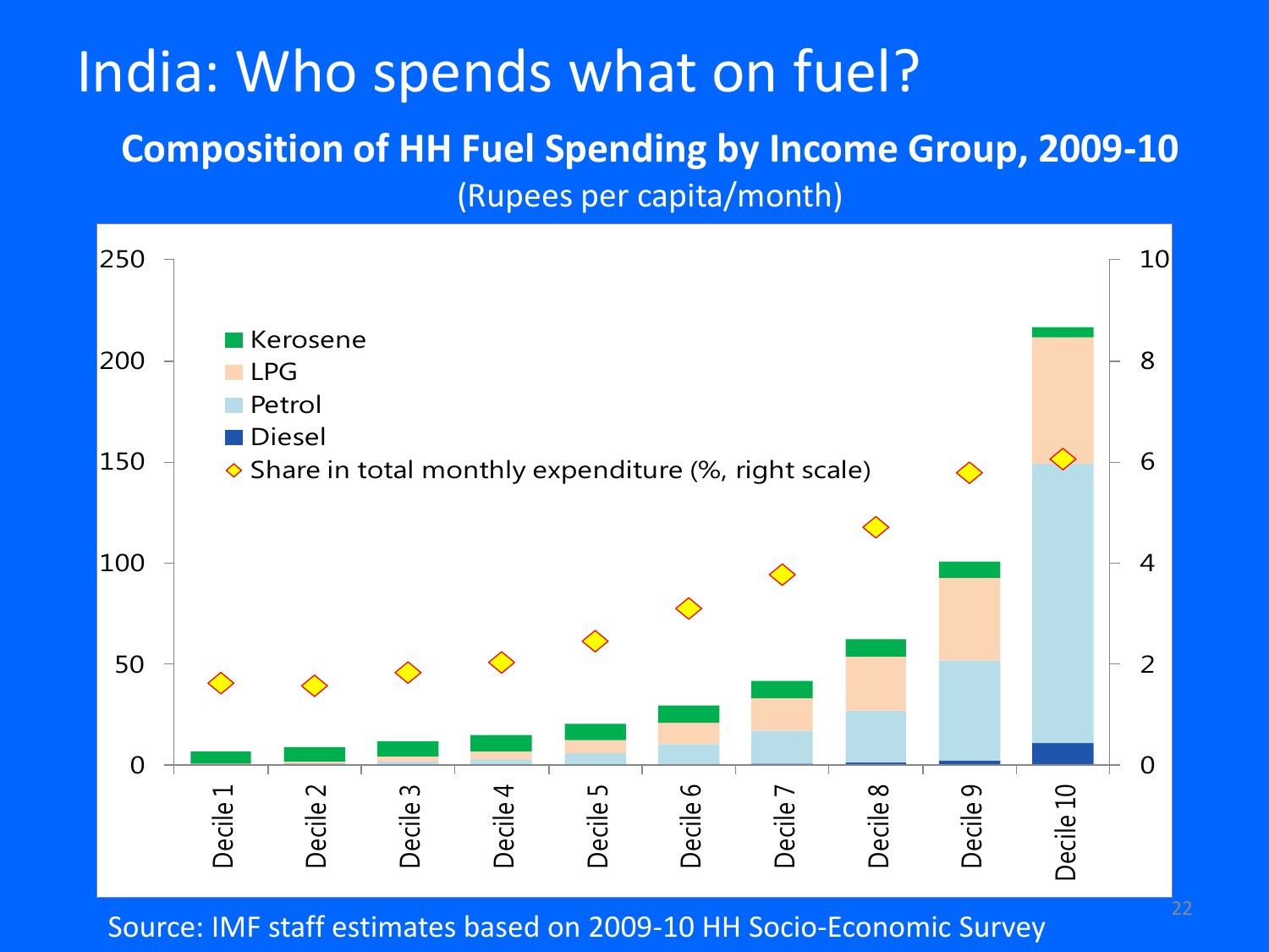# India: Who spends what on fuel?

**Composition of HH Fuel Spending by Income Group, 2009-10**

(Rupees per capita/month)

Source: IMF staff estimates based on 2009-10 HH Socio-Economic Survey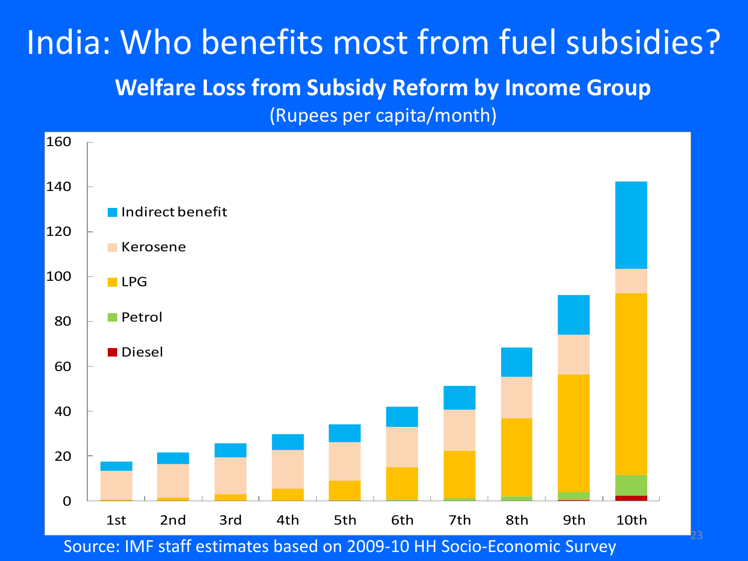# India: Who benefits most from fuel subsidies?

**Welfare Loss from Subsidy Reform by Income Group**

(Rupees per capita/month)

Source: IMF staff estimates based on 2009-10 HH Socio-Economic Survey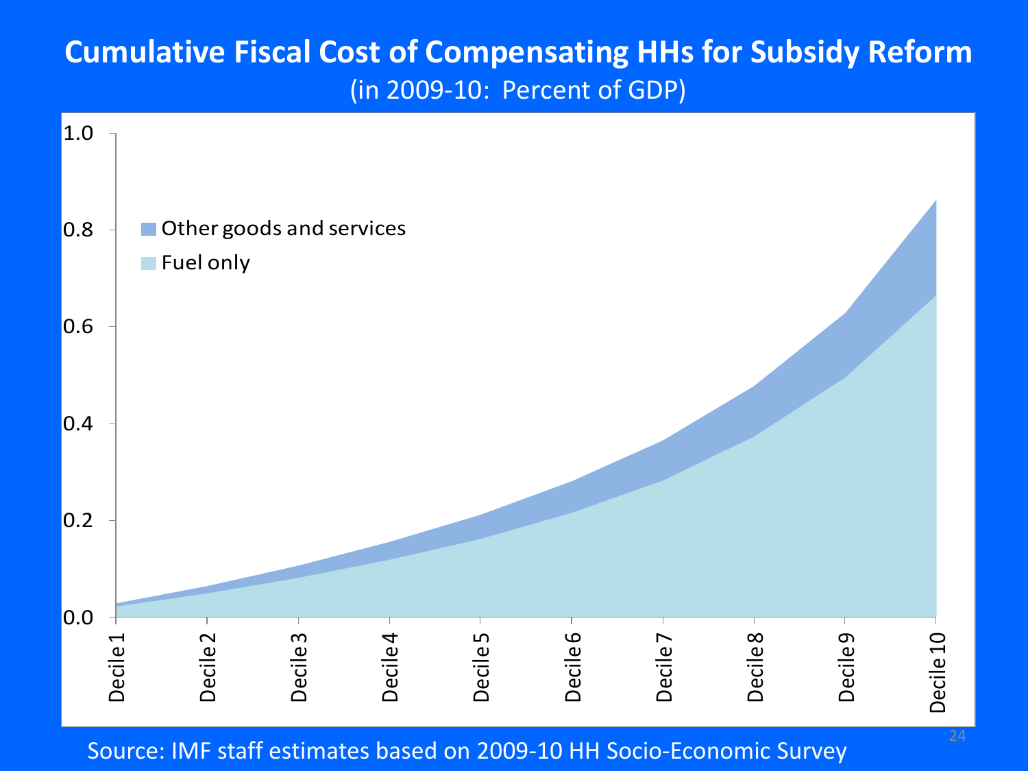# Cumulative Fiscal Cost of Compensating HHs for Subsidy Reform

(in 2009-10: Percent of GDP)

Source: IMF staff estimates based on 2009-10 HH Socio-Economic Survey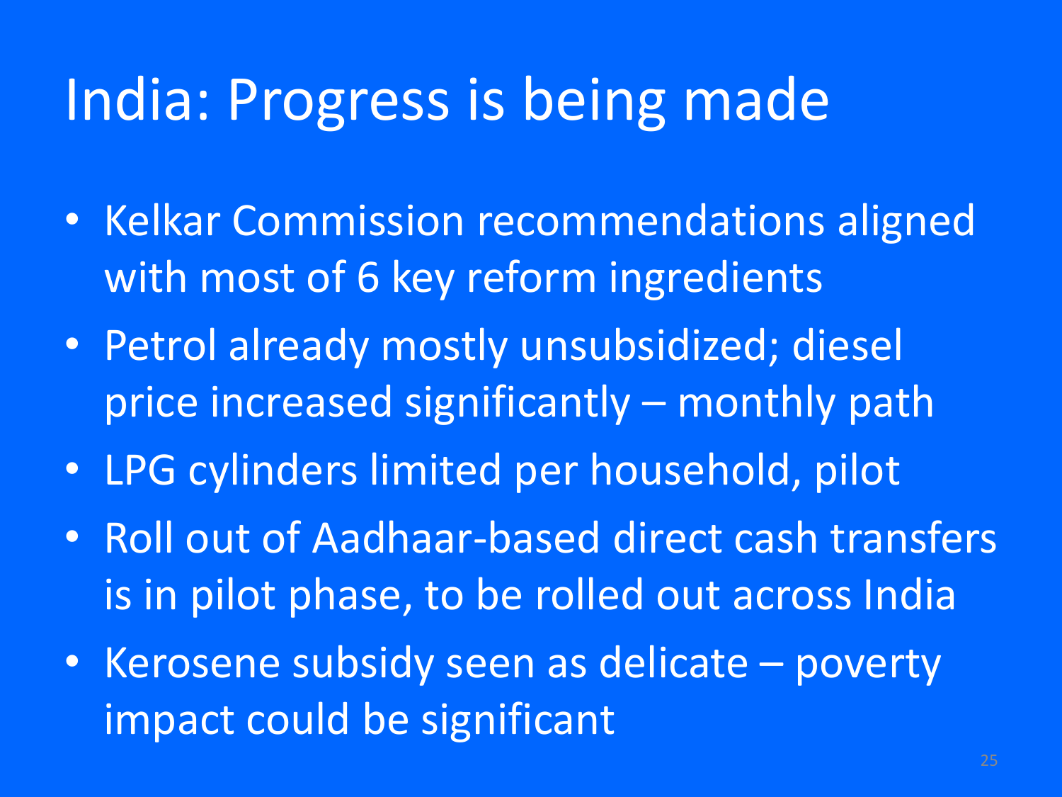# India: Progress is being made

- Kelkar Commission recommendations aligned with most of 6 key reform ingredients
- Petrol already mostly unsubsidized; diesel price increased significantly – monthly path
- LPG cylinders limited per household, pilot
- Roll out of Aadhaar-based direct cash transfers is in pilot phase, to be rolled out across India
- Kerosene subsidy seen as delicate – poverty impact could be significant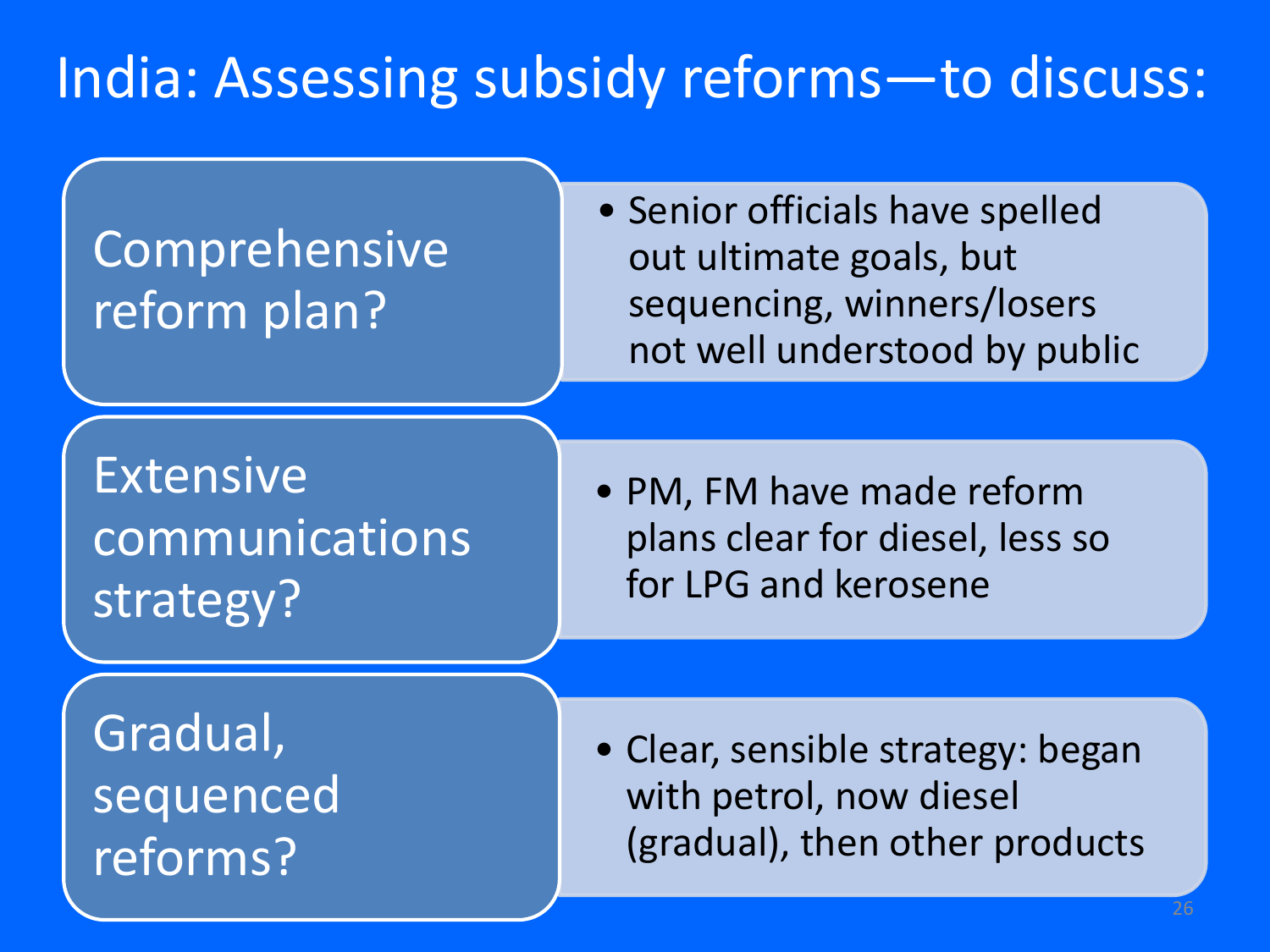# India: Assessing subsidy reforms—to discuss:

## Comprehensive reform plan?

- Senior officials have spelled out ultimate goals, but sequencing, winners/losers not well understood by public

## Extensive communications strategy?

- PM, FM have made reform plans clear for diesel, less so for LPG and kerosene

## Gradual, sequenced reforms?

- Clear, sensible strategy: began with petrol, now diesel (gradual), then other products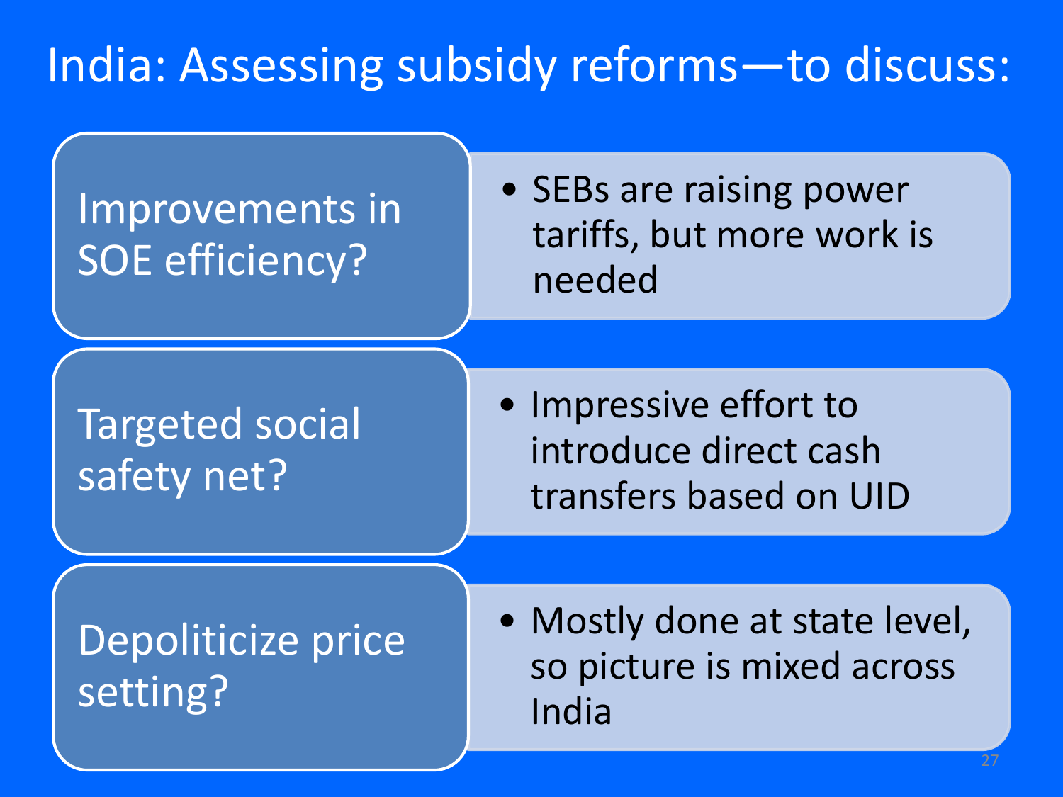# India: Assessing subsidy reforms—to discuss:

| | |
|---|---|
| Improvements in SOE efficiency? | • SEBs are raising power tariffs, but more work is needed |
| Targeted social safety net? | • Impressive effort to introduce direct cash transfers based on UID |
| Depoliticize price setting? | • Mostly done at state level, so picture is mixed across India |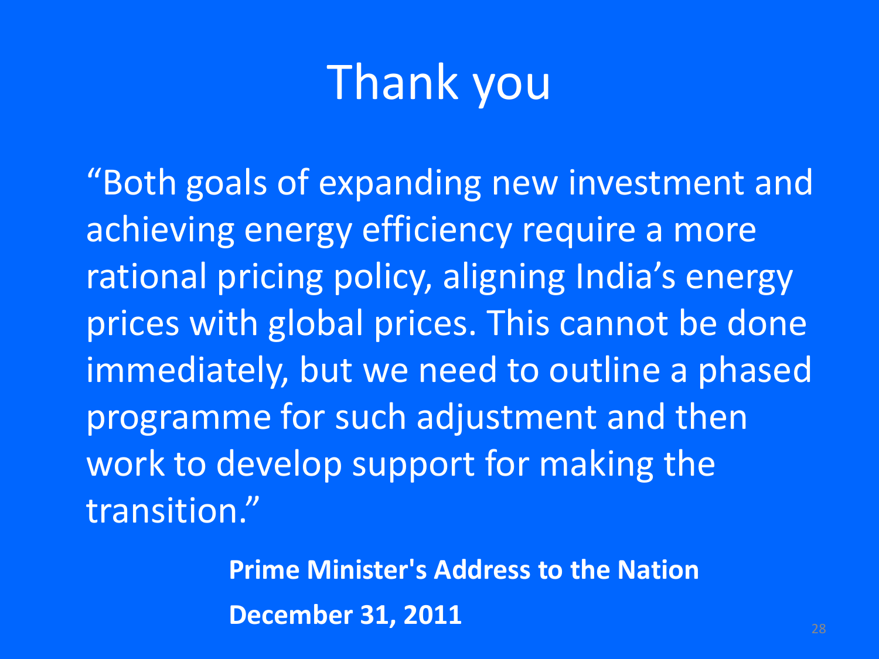# Thank you

"Both goals of expanding new investment and achieving energy efficiency require a more rational pricing policy, aligning India's energy prices with global prices. This cannot be done immediately, but we need to outline a phased programme for such adjustment and then work to develop support for making the transition."

**Prime Minister's Address to the Nation**

**December 31, 2011**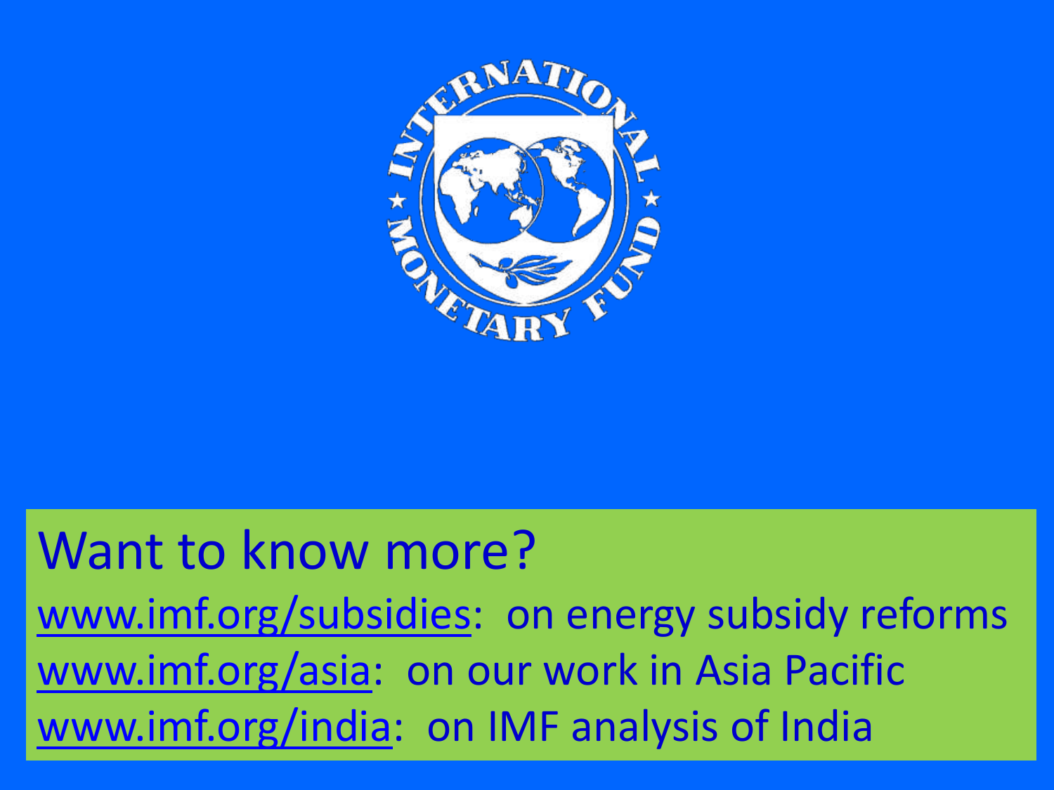# Want to know more?

[www.imf.org/subsidies](http://www.imf.org/subsidies): on energy subsidy reforms

[www.imf.org/asia](http://www.imf.org/asia): on our work in Asia Pacific

[www.imf.org/india](http://www.imf.org/india): on IMF analysis of India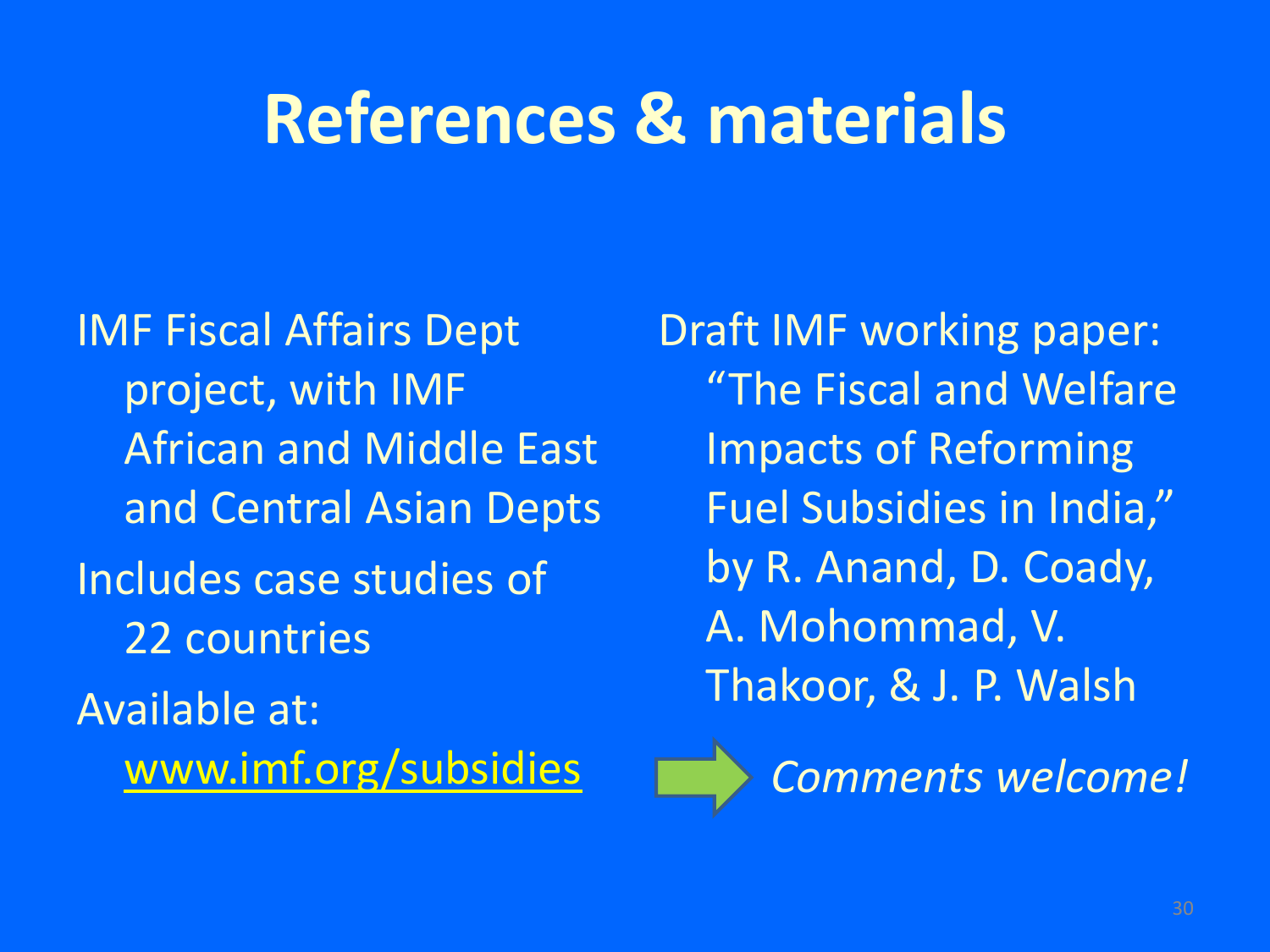# References & materials

IMF Fiscal Affairs Dept project, with IMF African and Middle East and Central Asian Depts

Includes case studies of 22 countries

Available at: www.imf.org/subsidies

Draft IMF working paper: “The Fiscal and Welfare Impacts of Reforming Fuel Subsidies in India,” by R. Anand, D. Coady, A. Mohommad, V. Thakoor, & J. P. Walsh

*Comments welcome!*